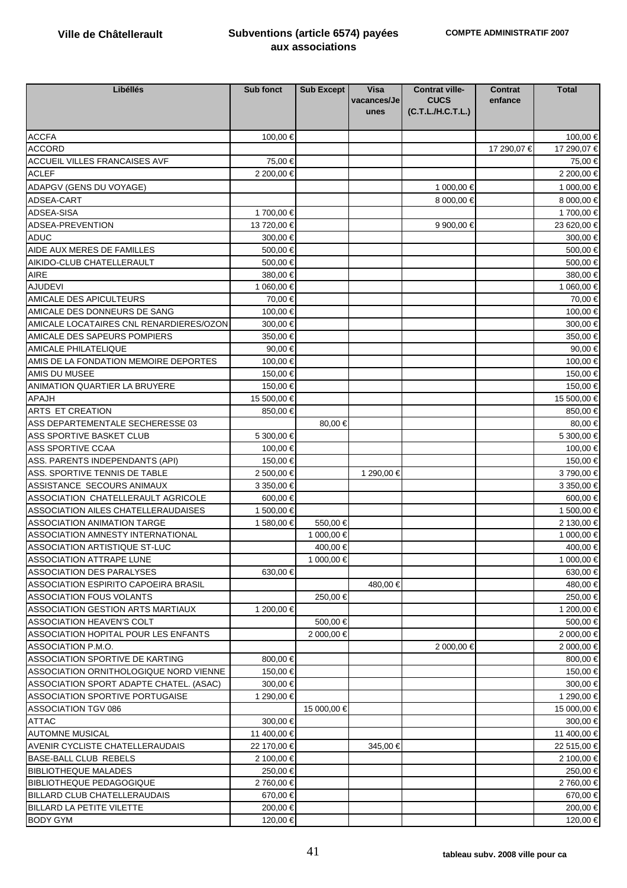# Ville de Châtellerault

## Subventions (article 6574) payées aux associations

**COMPTE ADMINISTRATIF 2007**

| Libéllés | Sub fonct | Sub Except | Visa vacances/Jeunes | Contrat ville-CUCS (C.T.L./H.C.T.L.) | Contrat enfance | Total |
|---|---|---|---|---|---|---|
| ACCFA | 100,00 € | | | | | 100,00 € |
| ACCORD | | | | | 17 290,07 € | 17 290,07 € |
| ACCUEIL VILLES FRANCAISES AVF | 75,00 € | | | | | 75,00 € |
| ACLEF | 2 200,00 € | | | | | 2 200,00 € |
| ADAPGV (GENS DU VOYAGE) | | | | 1 000,00 € | | 1 000,00 € |
| ADSEA-CART | | | | 8 000,00 € | | 8 000,00 € |
| ADSEA-SISA | 1 700,00 € | | | | | 1 700,00 € |
| ADSEA-PREVENTION | 13 720,00 € | | | 9 900,00 € | | 23 620,00 € |
| ADUC | 300,00 € | | | | | 300,00 € |
| AIDE AUX MERES DE FAMILLES | 500,00 € | | | | | 500,00 € |
| AIKIDO-CLUB CHATELLERAULT | 500,00 € | | | | | 500,00 € |
| AIRE | 380,00 € | | | | | 380,00 € |
| AJUDEVI | 1 060,00 € | | | | | 1 060,00 € |
| AMICALE DES APICULTEURS | 70,00 € | | | | | 70,00 € |
| AMICALE DES DONNEURS DE SANG | 100,00 € | | | | | 100,00 € |
| AMICALE LOCATAIRES CNL RENARDIERES/OZON | 300,00 € | | | | | 300,00 € |
| AMICALE DES SAPEURS POMPIERS | 350,00 € | | | | | 350,00 € |
| AMICALE PHILATELIQUE | 90,00 € | | | | | 90,00 € |
| AMIS DE LA FONDATION MEMOIRE DEPORTES | 100,00 € | | | | | 100,00 € |
| AMIS DU MUSEE | 150,00 € | | | | | 150,00 € |
| ANIMATION QUARTIER LA BRUYERE | 150,00 € | | | | | 150,00 € |
| APAJH | 15 500,00 € | | | | | 15 500,00 € |
| ARTS ET CREATION | 850,00 € | | | | | 850,00 € |
| ASS DEPARTEMENTALE SECHERESSE 03 | | 80,00 € | | | | 80,00 € |
| ASS SPORTIVE BASKET CLUB | 5 300,00 € | | | | | 5 300,00 € |
| ASS SPORTIVE CCAA | 100,00 € | | | | | 100,00 € |
| ASS. PARENTS INDEPENDANTS (API) | 150,00 € | | | | | 150,00 € |
| ASS. SPORTIVE TENNIS DE TABLE | 2 500,00 € | | 1 290,00 € | | | 3 790,00 € |
| ASSISTANCE SECOURS ANIMAUX | 3 350,00 € | | | | | 3 350,00 € |
| ASSOCIATION CHATELLERAULT AGRICOLE | 600,00 € | | | | | 600,00 € |
| ASSOCIATION AILES CHATELLERAUDAISES | 1 500,00 € | | | | | 1 500,00 € |
| ASSOCIATION ANIMATION TARGE | 1 580,00 € | 550,00 € | | | | 2 130,00 € |
| ASSOCIATION AMNESTY INTERNATIONAL | | 1 000,00 € | | | | 1 000,00 € |
| ASSOCIATION ARTISTIQUE ST-LUC | | 400,00 € | | | | 400,00 € |
| ASSOCIATION ATTRAPE LUNE | | 1 000,00 € | | | | 1 000,00 € |
| ASSOCIATION DES PARALYSES | 630,00 € | | | | | 630,00 € |
| ASSOCIATION ESPIRITO CAPOEIRA BRASIL | | | 480,00 € | | | 480,00 € |
| ASSOCIATION FOUS VOLANTS | | 250,00 € | | | | 250,00 € |
| ASSOCIATION GESTION ARTS MARTIAUX | 1 200,00 € | | | | | 1 200,00 € |
| ASSOCIATION HEAVEN'S COLT | | 500,00 € | | | | 500,00 € |
| ASSOCIATION HOPITAL POUR LES ENFANTS | | 2 000,00 € | | | | 2 000,00 € |
| ASSOCIATION P.M.O. | | | | 2 000,00 € | | 2 000,00 € |
| ASSOCIATION SPORTIVE DE KARTING | 800,00 € | | | | | 800,00 € |
| ASSOCIATION ORNITHOLOGIQUE NORD VIENNE | 150,00 € | | | | | 150,00 € |
| ASSOCIATION SPORT ADAPTE CHATEL. (ASAC) | 300,00 € | | | | | 300,00 € |
| ASSOCIATION SPORTIVE PORTUGAISE | 1 290,00 € | | | | | 1 290,00 € |
| ASSOCIATION TGV 086 | | 15 000,00 € | | | | 15 000,00 € |
| ATTAC | 300,00 € | | | | | 300,00 € |
| AUTOMNE MUSICAL | 11 400,00 € | | | | | 11 400,00 € |
| AVENIR CYCLISTE CHATELLERAUDAIS | 22 170,00 € | | 345,00 € | | | 22 515,00 € |
| BASE-BALL CLUB REBELS | 2 100,00 € | | | | | 2 100,00 € |
| BIBLIOTHEQUE MALADES | 250,00 € | | | | | 250,00 € |
| BIBLIOTHEQUE PEDAGOGIQUE | 2 760,00 € | | | | | 2 760,00 € |
| BILLARD CLUB CHATELLERAUDAIS | 670,00 € | | | | | 670,00 € |
| BILLARD LA PETITE VILETTE | 200,00 € | | | | | 200,00 € |
| BODY GYM | 120,00 € | | | | | 120,00 € |

tableau subv. 2008 ville pour ca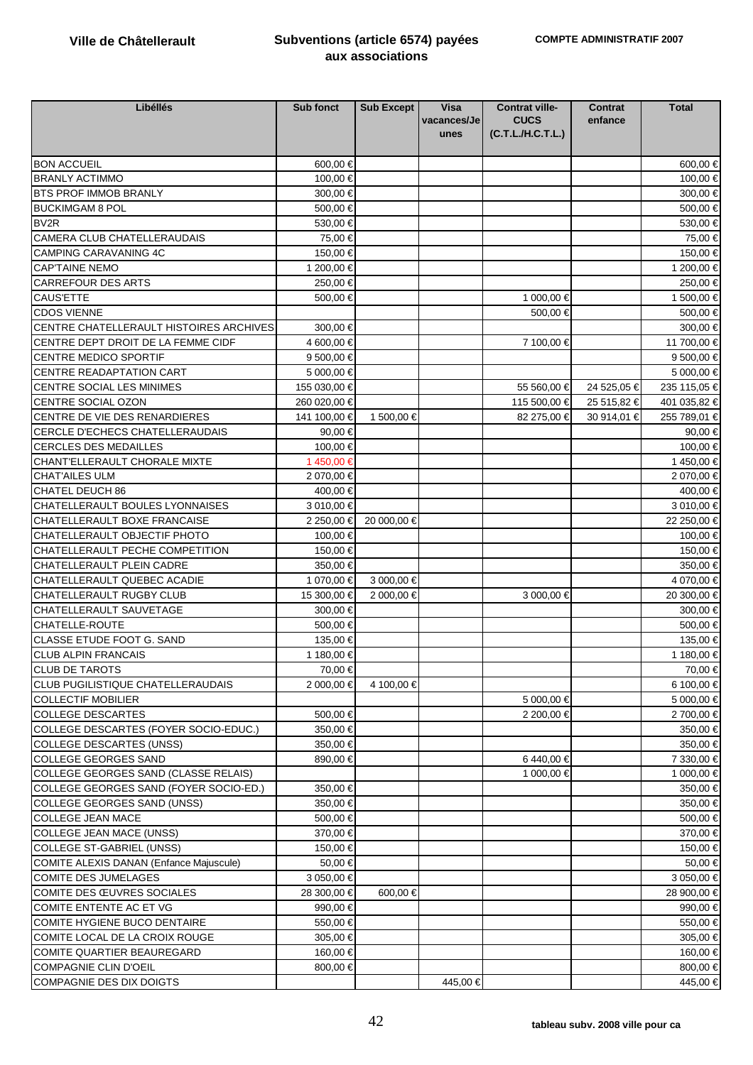**Ville de Châtellerault** | **Subventions (article 6574) payées aux associations** | **COMPTE ADMINISTRATIF 2007**

| Libéllés | Sub fonct | Sub Except | Visa vacances/Jeunes | Contrat ville-CUCS (C.T.L./H.C.T.L.) | Contrat enfance | Total |
|---|---|---|---|---|---|---|
| BON ACCUEIL | 600,00 € | | | | | 600,00 € |
| BRANLY ACTIMMO | 100,00 € | | | | | 100,00 € |
| BTS PROF IMMOB BRANLY | 300,00 € | | | | | 300,00 € |
| BUCKIMGAM 8 POL | 500,00 € | | | | | 500,00 € |
| BV2R | 530,00 € | | | | | 530,00 € |
| CAMERA CLUB CHATELLERAUDAIS | 75,00 € | | | | | 75,00 € |
| CAMPING CARAVANING 4C | 150,00 € | | | | | 150,00 € |
| CAP'TAINE NEMO | 1 200,00 € | | | | | 1 200,00 € |
| CARREFOUR DES ARTS | 250,00 € | | | | | 250,00 € |
| CAUS'ETTE | 500,00 € | | | 1 000,00 € | | 1 500,00 € |
| CDOS VIENNE | | | | 500,00 € | | 500,00 € |
| CENTRE CHATELLERAULT HISTOIRES ARCHIVES | 300,00 € | | | | | 300,00 € |
| CENTRE DEPT DROIT DE LA FEMME CIDF | 4 600,00 € | | | 7 100,00 € | | 11 700,00 € |
| CENTRE MEDICO SPORTIF | 9 500,00 € | | | | | 9 500,00 € |
| CENTRE READAPTATION CART | 5 000,00 € | | | | | 5 000,00 € |
| CENTRE SOCIAL LES MINIMES | 155 030,00 € | | | 55 560,00 € | 24 525,05 € | 235 115,05 € |
| CENTRE SOCIAL OZON | 260 020,00 € | | | 115 500,00 € | 25 515,82 € | 401 035,82 € |
| CENTRE DE VIE DES RENARDIERES | 141 100,00 € | 1 500,00 € | | 82 275,00 € | 30 914,01 € | 255 789,01 € |
| CERCLE D'ECHECS CHATELLERAUDAIS | 90,00 € | | | | | 90,00 € |
| CERCLES DES MEDAILLES | 100,00 € | | | | | 100,00 € |
| CHANT'ELLERAULT CHORALE MIXTE | 1 450,00 € | | | | | 1 450,00 € |
| CHAT'AILES ULM | 2 070,00 € | | | | | 2 070,00 € |
| CHATEL DEUCH 86 | 400,00 € | | | | | 400,00 € |
| CHATELLERAULT BOULES LYONNAISES | 3 010,00 € | | | | | 3 010,00 € |
| CHATELLERAULT BOXE FRANCAISE | 2 250,00 € | 20 000,00 € | | | | 22 250,00 € |
| CHATELLERAULT OBJECTIF PHOTO | 100,00 € | | | | | 100,00 € |
| CHATELLERAULT PECHE COMPETITION | 150,00 € | | | | | 150,00 € |
| CHATELLERAULT PLEIN CADRE | 350,00 € | | | | | 350,00 € |
| CHATELLERAULT QUEBEC ACADIE | 1 070,00 € | 3 000,00 € | | | | 4 070,00 € |
| CHATELLERAULT RUGBY CLUB | 15 300,00 € | 2 000,00 € | | 3 000,00 € | | 20 300,00 € |
| CHATELLERAULT SAUVETAGE | 300,00 € | | | | | 300,00 € |
| CHATELLE-ROUTE | 500,00 € | | | | | 500,00 € |
| CLASSE ETUDE FOOT G. SAND | 135,00 € | | | | | 135,00 € |
| CLUB ALPIN FRANCAIS | 1 180,00 € | | | | | 1 180,00 € |
| CLUB DE TAROTS | 70,00 € | | | | | 70,00 € |
| CLUB PUGILISTIQUE CHATELLERAUDAIS | 2 000,00 € | 4 100,00 € | | | | 6 100,00 € |
| COLLECTIF MOBILIER | | | | 5 000,00 € | | 5 000,00 € |
| COLLEGE DESCARTES | 500,00 € | | | 2 200,00 € | | 2 700,00 € |
| COLLEGE DESCARTES (FOYER SOCIO-EDUC.) | 350,00 € | | | | | 350,00 € |
| COLLEGE DESCARTES (UNSS) | 350,00 € | | | | | 350,00 € |
| COLLEGE GEORGES SAND | 890,00 € | | | 6 440,00 € | | 7 330,00 € |
| COLLEGE GEORGES SAND (CLASSE RELAIS) | | | | 1 000,00 € | | 1 000,00 € |
| COLLEGE GEORGES SAND (FOYER SOCIO-ED.) | 350,00 € | | | | | 350,00 € |
| COLLEGE GEORGES SAND (UNSS) | 350,00 € | | | | | 350,00 € |
| COLLEGE JEAN MACE | 500,00 € | | | | | 500,00 € |
| COLLEGE JEAN MACE (UNSS) | 370,00 € | | | | | 370,00 € |
| COLLEGE ST-GABRIEL (UNSS) | 150,00 € | | | | | 150,00 € |
| COMITE ALEXIS DANAN (Enfance Majuscule) | 50,00 € | | | | | 50,00 € |
| COMITE DES JUMELAGES | 3 050,00 € | | | | | 3 050,00 € |
| COMITE DES ŒUVRES SOCIALES | 28 300,00 € | 600,00 € | | | | 28 900,00 € |
| COMITE ENTENTE AC ET VG | 990,00 € | | | | | 990,00 € |
| COMITE HYGIENE BUCO DENTAIRE | 550,00 € | | | | | 550,00 € |
| COMITE LOCAL DE LA CROIX ROUGE | 305,00 € | | | | | 305,00 € |
| COMITE QUARTIER BEAUREGARD | 160,00 € | | | | | 160,00 € |
| COMPAGNIE CLIN D'OEIL | 800,00 € | | | | | 800,00 € |
| COMPAGNIE DES DIX DOIGTS | | | 445,00 € | | | 445,00 € |

tableau subv. 2008 ville pour ca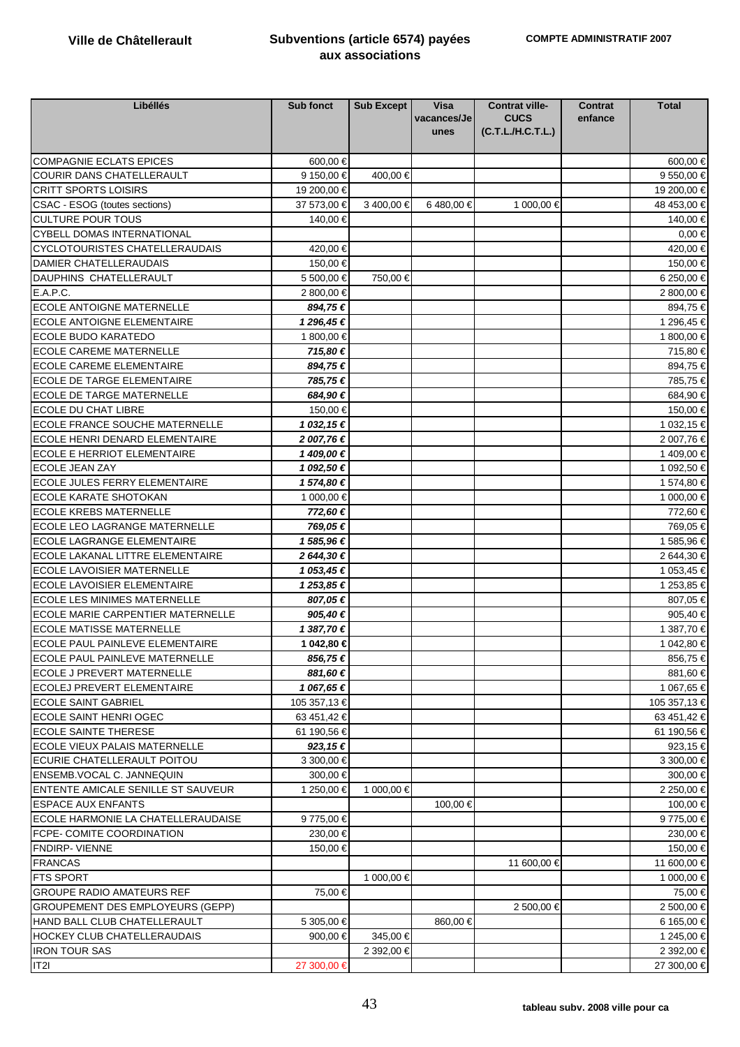**Ville de Châtellerault** | **Subventions (article 6574) payées aux associations** | **COMPTE ADMINISTRATIF 2007**

| Libéllés | Sub fonct | Sub Except | Visa vacances/Jeunes | Contrat ville-CUCS (C.T.L./H.C.T.L.) | Contrat enfance | Total |
|---|---|---|---|---|---|---|
| COMPAGNIE ECLATS EPICES | 600,00 € | | | | | 600,00 € |
| COURIR DANS CHATELLERAULT | 9 150,00 € | 400,00 € | | | | 9 550,00 € |
| CRITT SPORTS LOISIRS | 19 200,00 € | | | | | 19 200,00 € |
| CSAC - ESOG (toutes sections) | 37 573,00 € | 3 400,00 € | 6 480,00 € | 1 000,00 € | | 48 453,00 € |
| CULTURE POUR TOUS | 140,00 € | | | | | 140,00 € |
| CYBELL DOMAS INTERNATIONAL | | | | | | 0,00 € |
| CYCLOTOURISTES CHATELLERAUDAIS | 420,00 € | | | | | 420,00 € |
| DAMIER CHATELLERAUDAIS | 150,00 € | | | | | 150,00 € |
| DAUPHINS CHATELLERAULT | 5 500,00 € | 750,00 € | | | | 6 250,00 € |
| E.A.P.C. | 2 800,00 € | | | | | 2 800,00 € |
| ECOLE ANTOIGNE MATERNELLE | ***894,75 €*** | | | | | 894,75 € |
| ECOLE ANTOIGNE ELEMENTAIRE | ***1 296,45 €*** | | | | | 1 296,45 € |
| ECOLE BUDO KARATEDO | 1 800,00 € | | | | | 1 800,00 € |
| ECOLE CAREME MATERNELLE | ***715,80 €*** | | | | | 715,80 € |
| ECOLE CAREME ELEMENTAIRE | ***894,75 €*** | | | | | 894,75 € |
| ECOLE DE TARGE ELEMENTAIRE | ***785,75 €*** | | | | | 785,75 € |
| ECOLE DE TARGE MATERNELLE | ***684,90 €*** | | | | | 684,90 € |
| ECOLE DU CHAT LIBRE | 150,00 € | | | | | 150,00 € |
| ECOLE FRANCE SOUCHE MATERNELLE | ***1 032,15 €*** | | | | | 1 032,15 € |
| ECOLE HENRI DENARD ELEMENTAIRE | ***2 007,76 €*** | | | | | 2 007,76 € |
| ECOLE E HERRIOT ELEMENTAIRE | ***1 409,00 €*** | | | | | 1 409,00 € |
| ECOLE JEAN ZAY | ***1 092,50 €*** | | | | | 1 092,50 € |
| ECOLE JULES FERRY ELEMENTAIRE | ***1 574,80 €*** | | | | | 1 574,80 € |
| ECOLE KARATE SHOTOKAN | 1 000,00 € | | | | | 1 000,00 € |
| ECOLE KREBS MATERNELLE | ***772,60 €*** | | | | | 772,60 € |
| ECOLE LEO LAGRANGE MATERNELLE | ***769,05 €*** | | | | | 769,05 € |
| ECOLE LAGRANGE ELEMENTAIRE | ***1 585,96 €*** | | | | | 1 585,96 € |
| ECOLE LAKANAL LITTRE ELEMENTAIRE | ***2 644,30 €*** | | | | | 2 644,30 € |
| ECOLE LAVOISIER MATERNELLE | ***1 053,45 €*** | | | | | 1 053,45 € |
| ECOLE LAVOISIER ELEMENTAIRE | ***1 253,85 €*** | | | | | 1 253,85 € |
| ECOLE LES MINIMES MATERNELLE | ***807,05 €*** | | | | | 807,05 € |
| ECOLE MARIE CARPENTIER MATERNELLE | ***905,40 €*** | | | | | 905,40 € |
| ECOLE MATISSE MATERNELLE | ***1 387,70 €*** | | | | | 1 387,70 € |
| ECOLE PAUL PAINLEVE ELEMENTAIRE | **1 042,80 €** | | | | | 1 042,80 € |
| ECOLE PAUL PAINLEVE MATERNELLE | ***856,75 €*** | | | | | 856,75 € |
| ECOLE J PREVERT MATERNELLE | ***881,60 €*** | | | | | 881,60 € |
| ECOLEJ PREVERT ELEMENTAIRE | ***1 067,65 €*** | | | | | 1 067,65 € |
| ECOLE SAINT GABRIEL | 105 357,13 € | | | | | 105 357,13 € |
| ECOLE SAINT HENRI OGEC | 63 451,42 € | | | | | 63 451,42 € |
| ECOLE SAINTE THERESE | 61 190,56 € | | | | | 61 190,56 € |
| ECOLE VIEUX PALAIS MATERNELLE | ***923,15 €*** | | | | | 923,15 € |
| ECURIE CHATELLERAULT POITOU | 3 300,00 € | | | | | 3 300,00 € |
| ENSEMB.VOCAL C. JANNEQUIN | 300,00 € | | | | | 300,00 € |
| ENTENTE AMICALE SENILLE ST SAUVEUR | 1 250,00 € | 1 000,00 € | | | | 2 250,00 € |
| ESPACE AUX ENFANTS | | | 100,00 € | | | 100,00 € |
| ECOLE HARMONIE LA CHATELLERAUDAISE | 9 775,00 € | | | | | 9 775,00 € |
| FCPE- COMITE COORDINATION | 230,00 € | | | | | 230,00 € |
| FNDIRP- VIENNE | 150,00 € | | | | | 150,00 € |
| FRANCAS | | | | 11 600,00 € | | 11 600,00 € |
| FTS SPORT | | 1 000,00 € | | | | 1 000,00 € |
| GROUPE RADIO AMATEURS REF | 75,00 € | | | | | 75,00 € |
| GROUPEMENT DES EMPLOYEURS (GEPP) | | | | 2 500,00 € | | 2 500,00 € |
| HAND BALL CLUB CHATELLERAULT | 5 305,00 € | | 860,00 € | | | 6 165,00 € |
| HOCKEY CLUB CHATELLERAUDAIS | 900,00 € | 345,00 € | | | | 1 245,00 € |
| IRON TOUR SAS | | 2 392,00 € | | | | 2 392,00 € |
| IT2I | 27 300,00 € | | | | | 27 300,00 € |

tableau subv. 2008 ville pour ca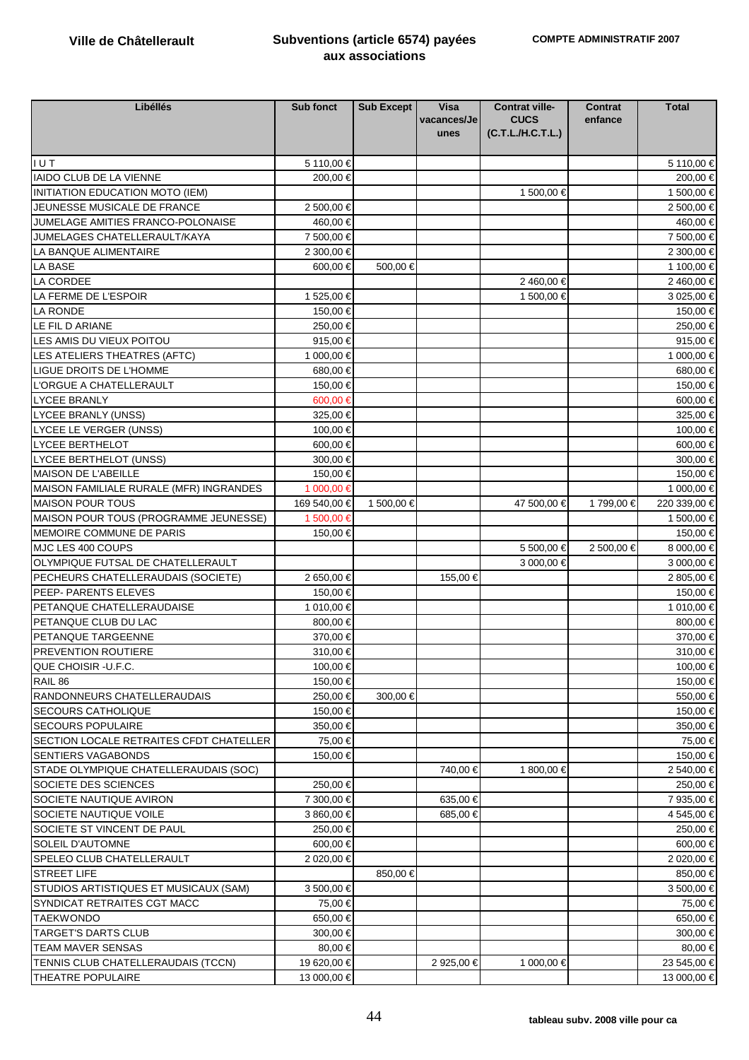**Ville de Châtellerault**

## Subventions (article 6574) payées aux associations

**COMPTE ADMINISTRATIF 2007**

| Libéllés | Sub fonct | Sub Except | Visa vacances/Jeunes | Contrat ville-CUCS (C.T.L./H.C.T.L.) | Contrat enfance | Total |
|---|---|---|---|---|---|---|
| I U T | 5 110,00 € | | | | | 5 110,00 € |
| IAIDO CLUB DE LA VIENNE | 200,00 € | | | | | 200,00 € |
| INITIATION EDUCATION MOTO (IEM) | | | | 1 500,00 € | | 1 500,00 € |
| JEUNESSE MUSICALE DE FRANCE | 2 500,00 € | | | | | 2 500,00 € |
| JUMELAGE AMITIES FRANCO-POLONAISE | 460,00 € | | | | | 460,00 € |
| JUMELAGES CHATELLERAULT/KAYA | 7 500,00 € | | | | | 7 500,00 € |
| LA BANQUE ALIMENTAIRE | 2 300,00 € | | | | | 2 300,00 € |
| LA BASE | 600,00 € | 500,00 € | | | | 1 100,00 € |
| LA CORDEE | | | | 2 460,00 € | | 2 460,00 € |
| LA FERME DE L'ESPOIR | 1 525,00 € | | | 1 500,00 € | | 3 025,00 € |
| LA RONDE | 150,00 € | | | | | 150,00 € |
| LE FIL D ARIANE | 250,00 € | | | | | 250,00 € |
| LES AMIS DU VIEUX POITOU | 915,00 € | | | | | 915,00 € |
| LES ATELIERS THEATRES (AFTC) | 1 000,00 € | | | | | 1 000,00 € |
| LIGUE DROITS DE L'HOMME | 680,00 € | | | | | 680,00 € |
| L'ORGUE A CHATELLERAULT | 150,00 € | | | | | 150,00 € |
| LYCEE BRANLY | 600,00 € | | | | | 600,00 € |
| LYCEE BRANLY (UNSS) | 325,00 € | | | | | 325,00 € |
| LYCEE LE VERGER (UNSS) | 100,00 € | | | | | 100,00 € |
| LYCEE BERTHELOT | 600,00 € | | | | | 600,00 € |
| LYCEE BERTHELOT (UNSS) | 300,00 € | | | | | 300,00 € |
| MAISON DE L'ABEILLE | 150,00 € | | | | | 150,00 € |
| MAISON FAMILIALE RURALE (MFR) INGRANDES | 1 000,00 € | | | | | 1 000,00 € |
| MAISON POUR TOUS | 169 540,00 € | 1 500,00 € | | 47 500,00 € | 1 799,00 € | 220 339,00 € |
| MAISON POUR TOUS (PROGRAMME JEUNESSE) | 1 500,00 € | | | | | 1 500,00 € |
| MEMOIRE COMMUNE DE PARIS | 150,00 € | | | | | 150,00 € |
| MJC LES 400 COUPS | | | | 5 500,00 € | 2 500,00 € | 8 000,00 € |
| OLYMPIQUE FUTSAL DE CHATELLERAULT | | | | 3 000,00 € | | 3 000,00 € |
| PECHEURS CHATELLERAUDAIS (SOCIETE) | 2 650,00 € | | 155,00 € | | | 2 805,00 € |
| PEEP- PARENTS ELEVES | 150,00 € | | | | | 150,00 € |
| PETANQUE CHATELLERAUDAISE | 1 010,00 € | | | | | 1 010,00 € |
| PETANQUE CLUB DU LAC | 800,00 € | | | | | 800,00 € |
| PETANQUE TARGEENNE | 370,00 € | | | | | 370,00 € |
| PREVENTION ROUTIERE | 310,00 € | | | | | 310,00 € |
| QUE CHOISIR -U.F.C. | 100,00 € | | | | | 100,00 € |
| RAIL 86 | 150,00 € | | | | | 150,00 € |
| RANDONNEURS CHATELLERAUDAIS | 250,00 € | 300,00 € | | | | 550,00 € |
| SECOURS CATHOLIQUE | 150,00 € | | | | | 150,00 € |
| SECOURS POPULAIRE | 350,00 € | | | | | 350,00 € |
| SECTION LOCALE RETRAITES CFDT CHATELLER | 75,00 € | | | | | 75,00 € |
| SENTIERS VAGABONDS | 150,00 € | | | | | 150,00 € |
| STADE OLYMPIQUE CHATELLERAUDAIS (SOC) | | | 740,00 € | 1 800,00 € | | 2 540,00 € |
| SOCIETE DES SCIENCES | 250,00 € | | | | | 250,00 € |
| SOCIETE NAUTIQUE AVIRON | 7 300,00 € | | 635,00 € | | | 7 935,00 € |
| SOCIETE NAUTIQUE VOILE | 3 860,00 € | | 685,00 € | | | 4 545,00 € |
| SOCIETE ST VINCENT DE PAUL | 250,00 € | | | | | 250,00 € |
| SOLEIL D'AUTOMNE | 600,00 € | | | | | 600,00 € |
| SPELEO CLUB CHATELLERAULT | 2 020,00 € | | | | | 2 020,00 € |
| STREET LIFE | | 850,00 € | | | | 850,00 € |
| STUDIOS ARTISTIQUES ET MUSICAUX (SAM) | 3 500,00 € | | | | | 3 500,00 € |
| SYNDICAT RETRAITES CGT MACC | 75,00 € | | | | | 75,00 € |
| TAEKWONDO | 650,00 € | | | | | 650,00 € |
| TARGET'S DARTS CLUB | 300,00 € | | | | | 300,00 € |
| TEAM MAVER SENSAS | 80,00 € | | | | | 80,00 € |
| TENNIS CLUB CHATELLERAUDAIS (TCCN) | 19 620,00 € | | 2 925,00 € | 1 000,00 € | | 23 545,00 € |
| THEATRE POPULAIRE | 13 000,00 € | | | | | 13 000,00 € |

**tableau subv. 2008 ville pour ca**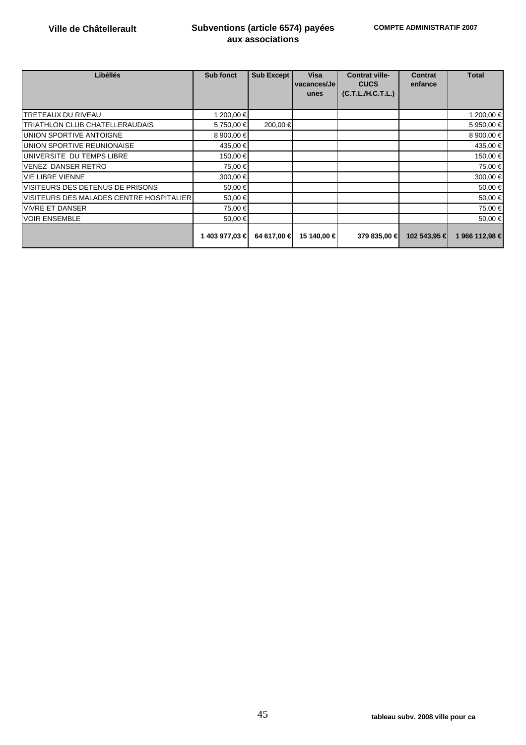| Libéllés | Sub fonct | Sub Except | Visa vacances/Jeunes | Contrat ville-CUCS (C.T.L./H.C.T.L.) | Contrat enfance | Total |
|---|---|---|---|---|---|---|
| TRETEAUX DU RIVEAU | 1 200,00 € | | | | | 1 200,00 € |
| TRIATHLON CLUB CHATELLERAUDAIS | 5 750,00 € | 200,00 € | | | | 5 950,00 € |
| UNION SPORTIVE ANTOIGNE | 8 900,00 € | | | | | 8 900,00 € |
| UNION SPORTIVE REUNIONAISE | 435,00 € | | | | | 435,00 € |
| UNIVERSITE DU TEMPS LIBRE | 150,00 € | | | | | 150,00 € |
| VENEZ DANSER RETRO | 75,00 € | | | | | 75,00 € |
| VIE LIBRE VIENNE | 300,00 € | | | | | 300,00 € |
| VISITEURS DES DETENUS DE PRISONS | 50,00 € | | | | | 50,00 € |
| VISITEURS DES MALADES CENTRE HOSPITALIER | 50,00 € | | | | | 50,00 € |
| VIVRE ET DANSER | 75,00 € | | | | | 75,00 € |
| VOIR ENSEMBLE | 50,00 € | | | | | 50,00 € |
| | **1 403 977,03 €** | **64 617,00 €** | **15 140,00 €** | **379 835,00 €** | **102 543,95 €** | **1 966 112,98 €** |